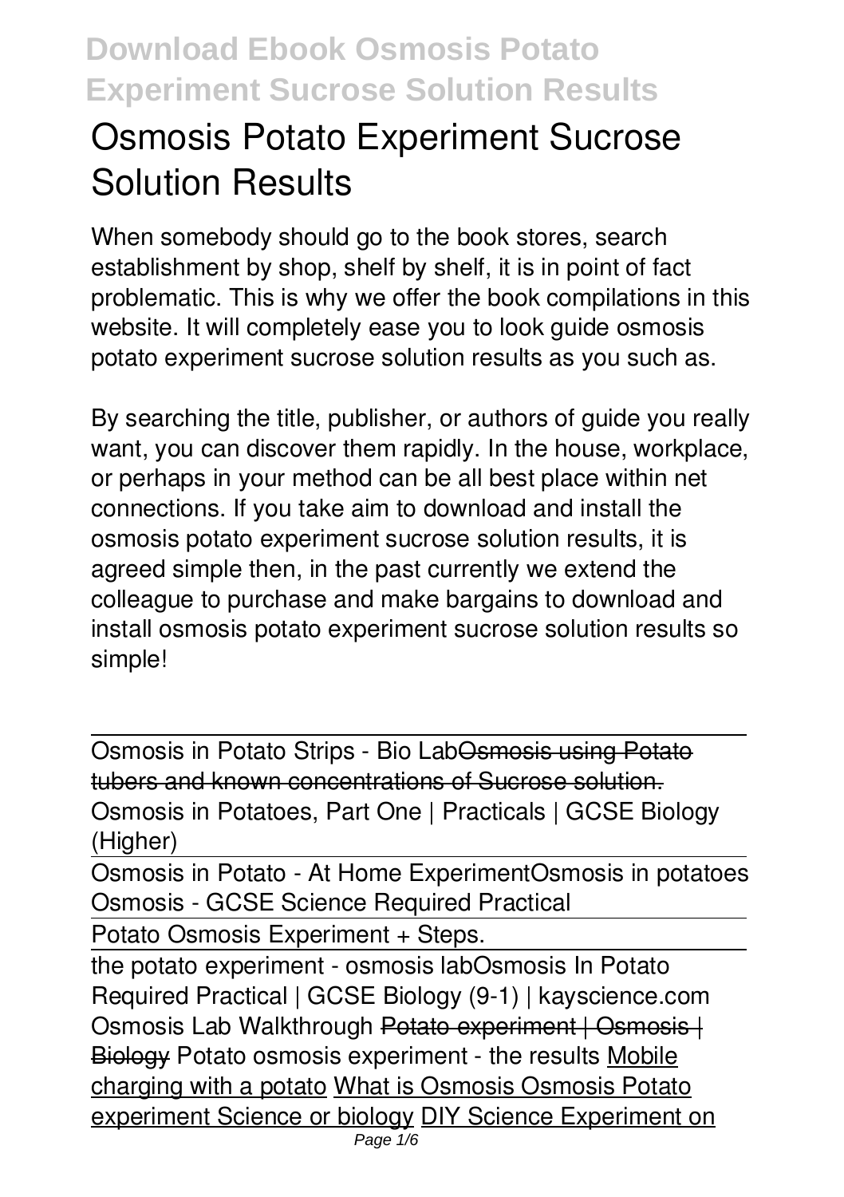# Osmosis Potato Experiment Sucrose Solution Results

When somebody should go to the book stores, search establishment by shop, shelf by shelf, it is in point of fact problematic. This is why we offer the book compilations in this website. It will completely ease you to look guide osmosis potato experiment sucrose solution results as you such as.

By searching the title, publisher, or authors of guide you really want, you can discover them rapidly. In the house, workplace, or perhaps in your method can be all best place within net connections. If you take aim to download and install the osmosis potato experiment sucrose solution results, it is agreed simple then, in the past currently we extend the colleague to purchase and make bargains to download and install osmosis potato experiment sucrose solution results so simple!

Osmosis in Potato Strips - Bio Lab~~Osmosis using Potato tubers and known concentrations of Sucrose solution.~~ Osmosis in Potatoes, Part One | Practicals | GCSE Biology (Higher)

Osmosis in Potato - At Home ExperimentOsmosis in potatoes Osmosis - GCSE Science Required Practical

Potato Osmosis Experiment + Steps.

the potato experiment - osmosis labOsmosis In Potato Required Practical | GCSE Biology (9-1) | kayscience.com Osmosis Lab Walkthrough ~~Potato experiment | Osmosis | Biology~~ Potato osmosis experiment - the results Mobile charging with a potato What is Osmosis Osmosis Potato experiment Science or biology DIY Science Experiment on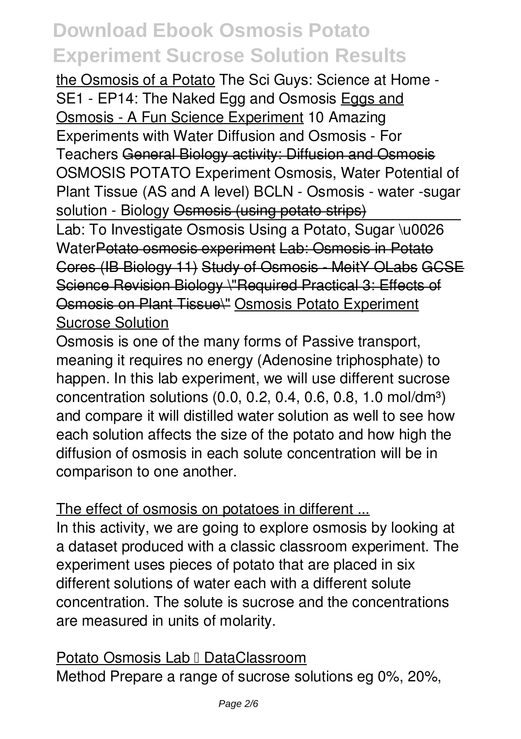the Osmosis of a Potato The Sci Guys: Science at Home - SE1 - EP14: The Naked Egg and Osmosis Eggs and Osmosis - A Fun Science Experiment 10 Amazing Experiments with Water Diffusion and Osmosis - For Teachers ~~General Biology activity: Diffusion and Osmosis~~ OSMOSIS POTATO Experiment Osmosis, Water Potential of Plant Tissue (AS and A level) BCLN - Osmosis - water -sugar solution - Biology ~~Osmosis (using potato strips)~~

Lab: To Investigate Osmosis Using a Potato, Sugar \u0026 Water~~Potato osmosis experiment~~ ~~Lab: Osmosis in Potato Cores (IB Biology 11)~~ ~~Study of Osmosis - MeitY OLabs~~ ~~GCSE Science Revision Biology \"Required Practical 3: Effects of Osmosis on Plant Tissue\"~~ Osmosis Potato Experiment Sucrose Solution

Osmosis is one of the many forms of Passive transport, meaning it requires no energy (Adenosine triphosphate) to happen. In this lab experiment, we will use different sucrose concentration solutions (0.0, 0.2, 0.4, 0.6, 0.8, 1.0 mol/dm$^3$) and compare it will distilled water solution as well to see how each solution affects the size of the potato and how high the diffusion of osmosis in each solute concentration will be in comparison to one another.

The effect of osmosis on potatoes in different ...

In this activity, we are going to explore osmosis by looking at a dataset produced with a classic classroom experiment. The experiment uses pieces of potato that are placed in six different solutions of water each with a different solute concentration. The solute is sucrose and the concentrations are measured in units of molarity.

Potato Osmosis Lab – DataClassroom

Method Prepare a range of sucrose solutions eg 0%, 20%,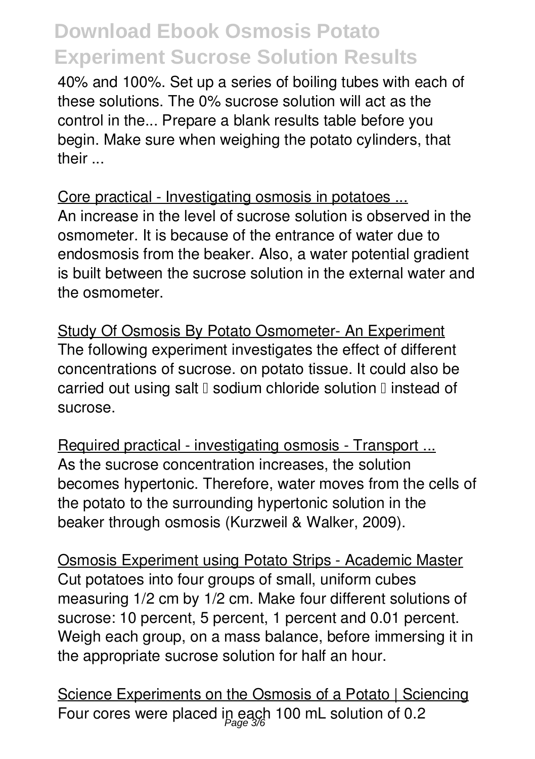40% and 100%. Set up a series of boiling tubes with each of these solutions. The 0% sucrose solution will act as the control in the... Prepare a blank results table before you begin. Make sure when weighing the potato cylinders, that their ...

Core practical - Investigating osmosis in potatoes ...
An increase in the level of sucrose solution is observed in the osmometer. It is because of the entrance of water due to endosmosis from the beaker. Also, a water potential gradient is built between the sucrose solution in the external water and the osmometer.

Study Of Osmosis By Potato Osmometer- An Experiment
The following experiment investigates the effect of different concentrations of sucrose. on potato tissue. It could also be carried out using salt – sodium chloride solution – instead of sucrose.

Required practical - investigating osmosis - Transport ...
As the sucrose concentration increases, the solution becomes hypertonic. Therefore, water moves from the cells of the potato to the surrounding hypertonic solution in the beaker through osmosis (Kurzweil & Walker, 2009).

Osmosis Experiment using Potato Strips - Academic Master
Cut potatoes into four groups of small, uniform cubes measuring 1/2 cm by 1/2 cm. Make four different solutions of sucrose: 10 percent, 5 percent, 1 percent and 0.01 percent. Weigh each group, on a mass balance, before immersing it in the appropriate sucrose solution for half an hour.

Science Experiments on the Osmosis of a Potato | Sciencing
Four cores were placed in each 100 mL solution of 0.2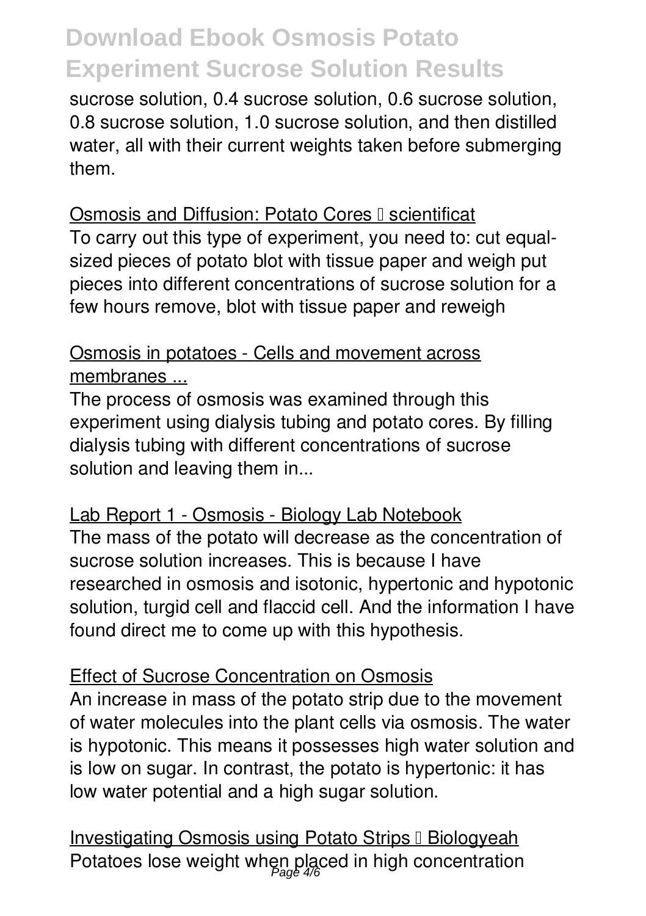sucrose solution, 0.4 sucrose solution, 0.6 sucrose solution, 0.8 sucrose solution, 1.0 sucrose solution, and then distilled water, all with their current weights taken before submerging them.

Osmosis and Diffusion: Potato Cores – scientificat

To carry out this type of experiment, you need to: cut equal-sized pieces of potato blot with tissue paper and weigh put pieces into different concentrations of sucrose solution for a few hours remove, blot with tissue paper and reweigh

Osmosis in potatoes - Cells and movement across membranes ...

The process of osmosis was examined through this experiment using dialysis tubing and potato cores. By filling dialysis tubing with different concentrations of sucrose solution and leaving them in...

Lab Report 1 - Osmosis - Biology Lab Notebook

The mass of the potato will decrease as the concentration of sucrose solution increases. This is because I have researched in osmosis and isotonic, hypertonic and hypotonic solution, turgid cell and flaccid cell. And the information I have found direct me to come up with this hypothesis.

Effect of Sucrose Concentration on Osmosis

An increase in mass of the potato strip due to the movement of water molecules into the plant cells via osmosis. The water is hypotonic. This means it possesses high water solution and is low on sugar. In contrast, the potato is hypertonic: it has low water potential and a high sugar solution.

Investigating Osmosis using Potato Strips – Biologyeah

Potatoes lose weight when placed in high concentration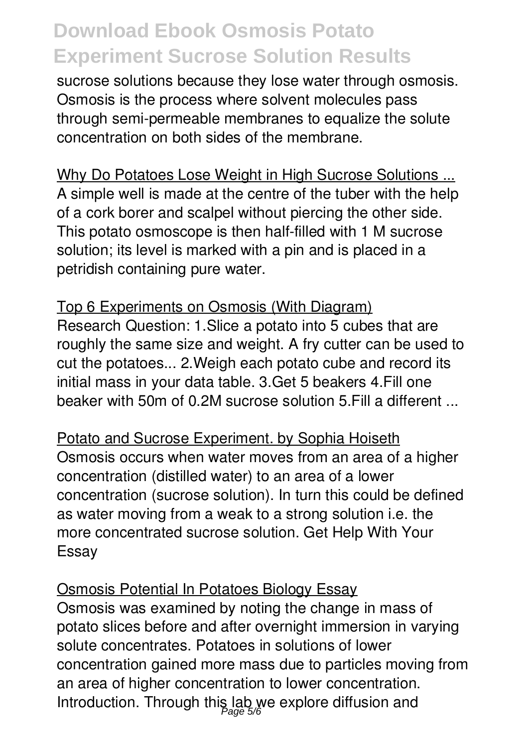sucrose solutions because they lose water through osmosis. Osmosis is the process where solvent molecules pass through semi-permeable membranes to equalize the solute concentration on both sides of the membrane.

Why Do Potatoes Lose Weight in High Sucrose Solutions ...

A simple well is made at the centre of the tuber with the help of a cork borer and scalpel without piercing the other side. This potato osmoscope is then half-filled with 1 M sucrose solution; its level is marked with a pin and is placed in a petridish containing pure water.

Top 6 Experiments on Osmosis (With Diagram)

Research Question: 1.Slice a potato into 5 cubes that are roughly the same size and weight. A fry cutter can be used to cut the potatoes... 2.Weigh each potato cube and record its initial mass in your data table. 3.Get 5 beakers 4.Fill one beaker with 50m of 0.2M sucrose solution 5.Fill a different ...

Potato and Sucrose Experiment. by Sophia Hoiseth

Osmosis occurs when water moves from an area of a higher concentration (distilled water) to an area of a lower concentration (sucrose solution). In turn this could be defined as water moving from a weak to a strong solution i.e. the more concentrated sucrose solution. Get Help With Your Essay

Osmosis Potential In Potatoes Biology Essay

Osmosis was examined by noting the change in mass of potato slices before and after overnight immersion in varying solute concentrates. Potatoes in solutions of lower concentration gained more mass due to particles moving from an area of higher concentration to lower concentration. Introduction. Through this lab we explore diffusion and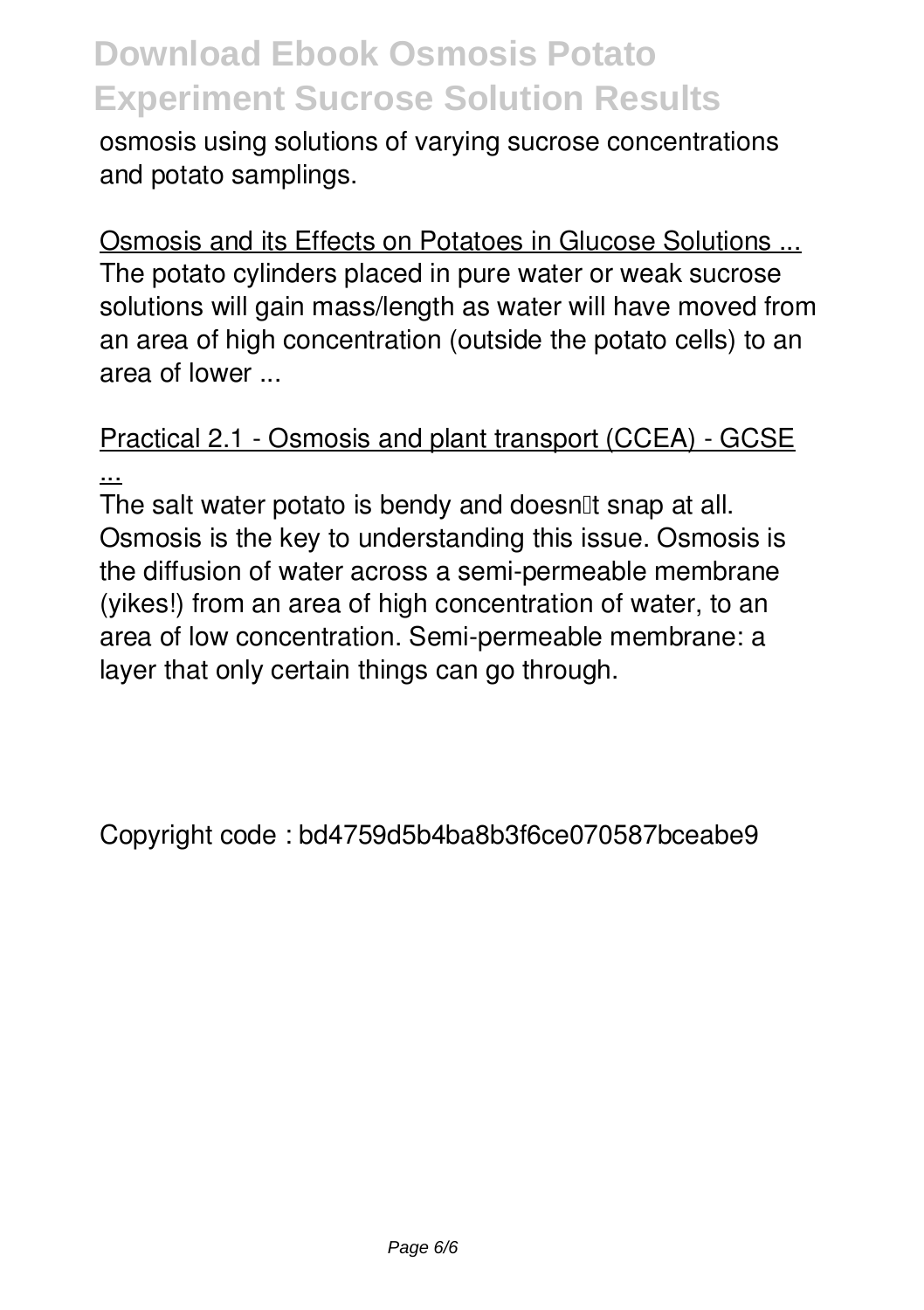osmosis using solutions of varying sucrose concentrations and potato samplings.

Osmosis and its Effects on Potatoes in Glucose Solutions ...
The potato cylinders placed in pure water or weak sucrose solutions will gain mass/length as water will have moved from an area of high concentration (outside the potato cells) to an area of lower ...

Practical 2.1 - Osmosis and plant transport (CCEA) - GCSE ...
The salt water potato is bendy and doesn't snap at all. Osmosis is the key to understanding this issue. Osmosis is the diffusion of water across a semi-permeable membrane (yikes!) from an area of high concentration of water, to an area of low concentration. Semi-permeable membrane: a layer that only certain things can go through.

Copyright code : bd4759d5b4ba8b3f6ce070587bceabe9